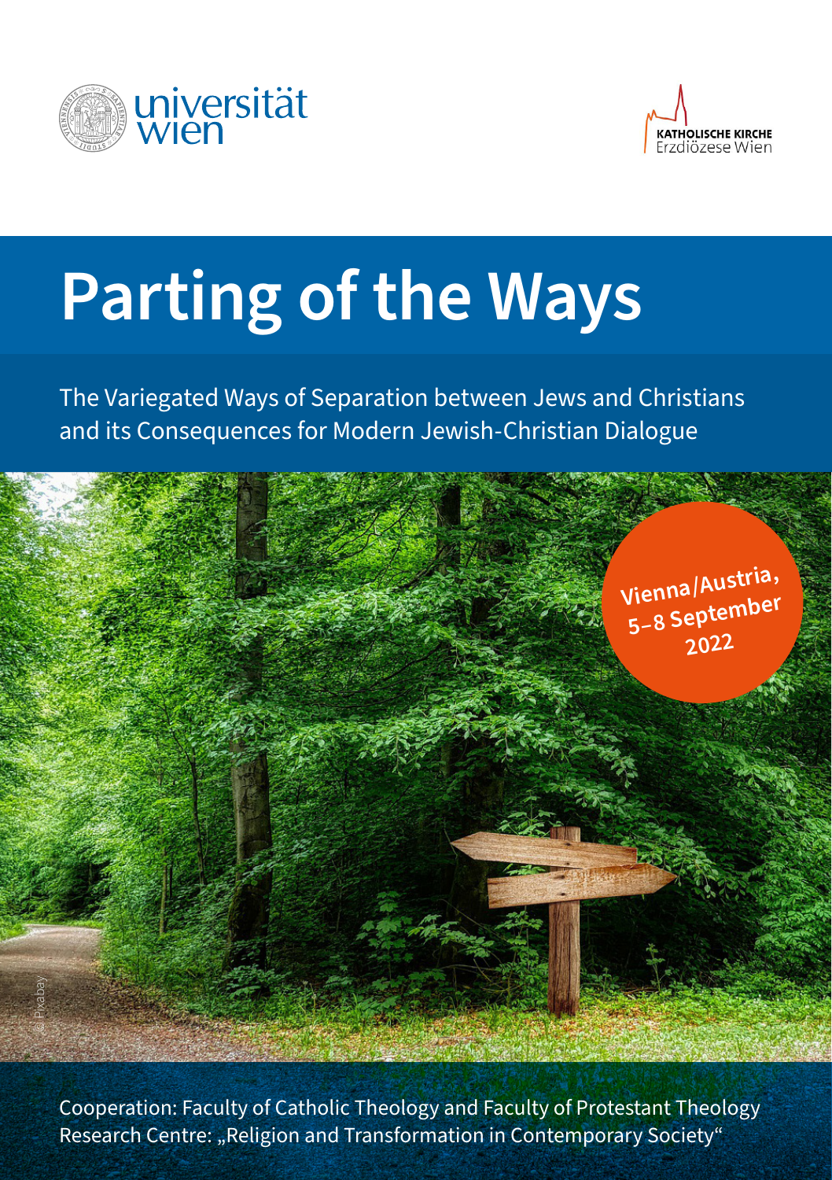universität wien

KATHOLISCHE KIRCHE
Erzdiözese Wien

# Parting of the Ways

The Variegated Ways of Separation between Jews and Christians and its Consequences for Modern Jewish-Christian Dialogue

**Vienna/Austria, 5–8 September 2022**

© Pixabay

Cooperation: Faculty of Catholic Theology and Faculty of Protestant Theology
Research Centre: „Religion and Transformation in Contemporary Society“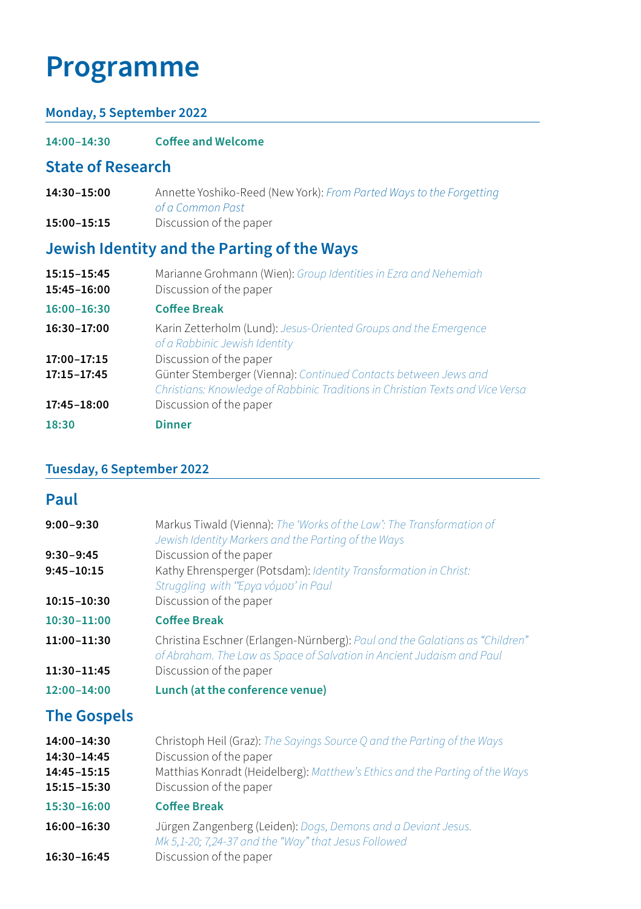# Programme

## Monday, 5 September 2022

**14:00–14:30** **Coffee and Welcome**

### State of Research

**14:30–15:00** Annette Yoshiko-Reed (New York): *From Parted Ways to the Forgetting of a Common Past*
**15:00–15:15** Discussion of the paper

### Jewish Identity and the Parting of the Ways

**15:15–15:45** Marianne Grohmann (Wien): *Group Identities in Ezra and Nehemiah*
**15:45–16:00** Discussion of the paper
**16:00–16:30** **Coffee Break**
**16:30–17:00** Karin Zetterholm (Lund): *Jesus-Oriented Groups and the Emergence of a Rabbinic Jewish Identity*
**17:00–17:15** Discussion of the paper
**17:15–17:45** Günter Stemberger (Vienna): *Continued Contacts between Jews and Christians: Knowledge of Rabbinic Traditions in Christian Texts and Vice Versa*
**17:45–18:00** Discussion of the paper
**18:30** **Dinner**

## Tuesday, 6 September 2022

### Paul

**9:00–9:30** Markus Tiwald (Vienna): *The 'Works of the Law': The Transformation of Jewish Identity Markers and the Parting of the Ways*
**9:30–9:45** Discussion of the paper
**9:45–10:15** Kathy Ehrensperger (Potsdam): *Identity Transformation in Christ: Struggling with 'Ἔργα νόμου' in Paul*
**10:15–10:30** Discussion of the paper
**10:30–11:00** **Coffee Break**
**11:00–11:30** Christina Eschner (Erlangen-Nürnberg): *Paul and the Galatians as "Children" of Abraham. The Law as Space of Salvation in Ancient Judaism and Paul*
**11:30–11:45** Discussion of the paper
**12:00–14:00** **Lunch (at the conference venue)**

### The Gospels

**14:00–14:30** Christoph Heil (Graz): *The Sayings Source Q and the Parting of the Ways*
**14:30–14:45** Discussion of the paper
**14:45–15:15** Matthias Konradt (Heidelberg): *Matthew's Ethics and the Parting of the Ways*
**15:15–15:30** Discussion of the paper
**15:30–16:00** **Coffee Break**
**16:00–16:30** Jürgen Zangenberg (Leiden): *Dogs, Demons and a Deviant Jesus. Mk 5,1-20; 7,24-37 and the "Way" that Jesus Followed*
**16:30–16:45** Discussion of the paper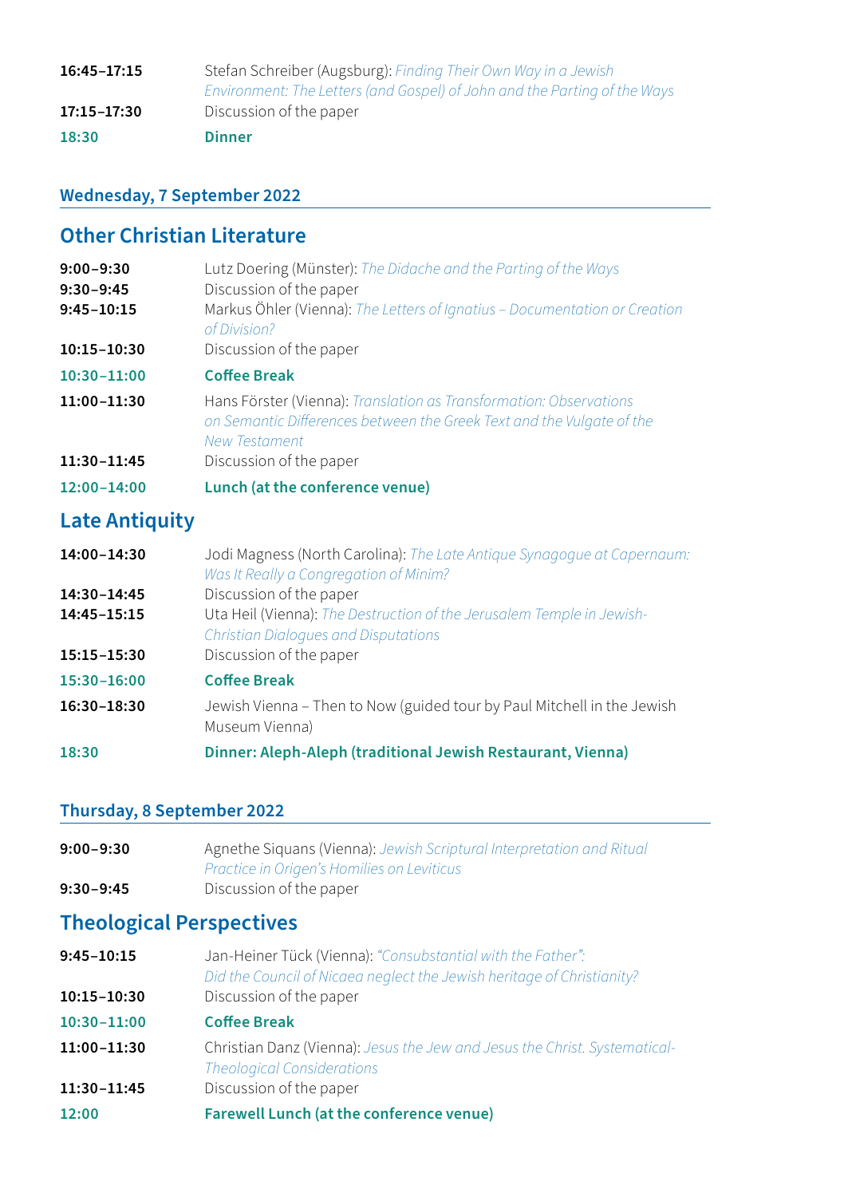| | |
|---|---|
| **16:45–17:15** | Stefan Schreiber (Augsburg): *Finding Their Own Way in a Jewish Environment: The Letters (and Gospel) of John and the Parting of the Ways* |
| **17:15–17:30** | Discussion of the paper |
| **18:30** | **Dinner** |

## Wednesday, 7 September 2022

## Other Christian Literature

| | |
|---|---|
| **9:00–9:30** | Lutz Doering (Münster): *The Didache and the Parting of the Ways* |
| **9:30–9:45** | Discussion of the paper |
| **9:45–10:15** | Markus Öhler (Vienna): *The Letters of Ignatius – Documentation or Creation of Division?* |
| **10:15–10:30** | Discussion of the paper |
| **10:30–11:00** | **Coffee Break** |
| **11:00–11:30** | Hans Förster (Vienna): *Translation as Transformation: Observations on Semantic Differences between the Greek Text and the Vulgate of the New Testament* |
| **11:30–11:45** | Discussion of the paper |
| **12:00–14:00** | **Lunch (at the conference venue)** |

## Late Antiquity

| | |
|---|---|
| **14:00–14:30** | Jodi Magness (North Carolina): *The Late Antique Synagogue at Capernaum: Was It Really a Congregation of Minim?* |
| **14:30–14:45** | Discussion of the paper |
| **14:45–15:15** | Uta Heil (Vienna): *The Destruction of the Jerusalem Temple in Jewish-Christian Dialogues and Disputations* |
| **15:15–15:30** | Discussion of the paper |
| **15:30–16:00** | **Coffee Break** |
| **16:30–18:30** | Jewish Vienna – Then to Now (guided tour by Paul Mitchell in the Jewish Museum Vienna) |
| **18:30** | **Dinner: Aleph-Aleph (traditional Jewish Restaurant, Vienna)** |

## Thursday, 8 September 2022

| | |
|---|---|
| **9:00–9:30** | Agnethe Siquans (Vienna): *Jewish Scriptural Interpretation and Ritual Practice in Origen's Homilies on Leviticus* |
| **9:30–9:45** | Discussion of the paper |

## Theological Perspectives

| | |
|---|---|
| **9:45–10:15** | Jan-Heiner Tück (Vienna): *"Consubstantial with the Father": Did the Council of Nicaea neglect the Jewish heritage of Christianity?* |
| **10:15–10:30** | Discussion of the paper |
| **10:30–11:00** | **Coffee Break** |
| **11:00–11:30** | Christian Danz (Vienna): *Jesus the Jew and Jesus the Christ. Systematical-Theological Considerations* |
| **11:30–11:45** | Discussion of the paper |
| **12:00** | **Farewell Lunch (at the conference venue)** |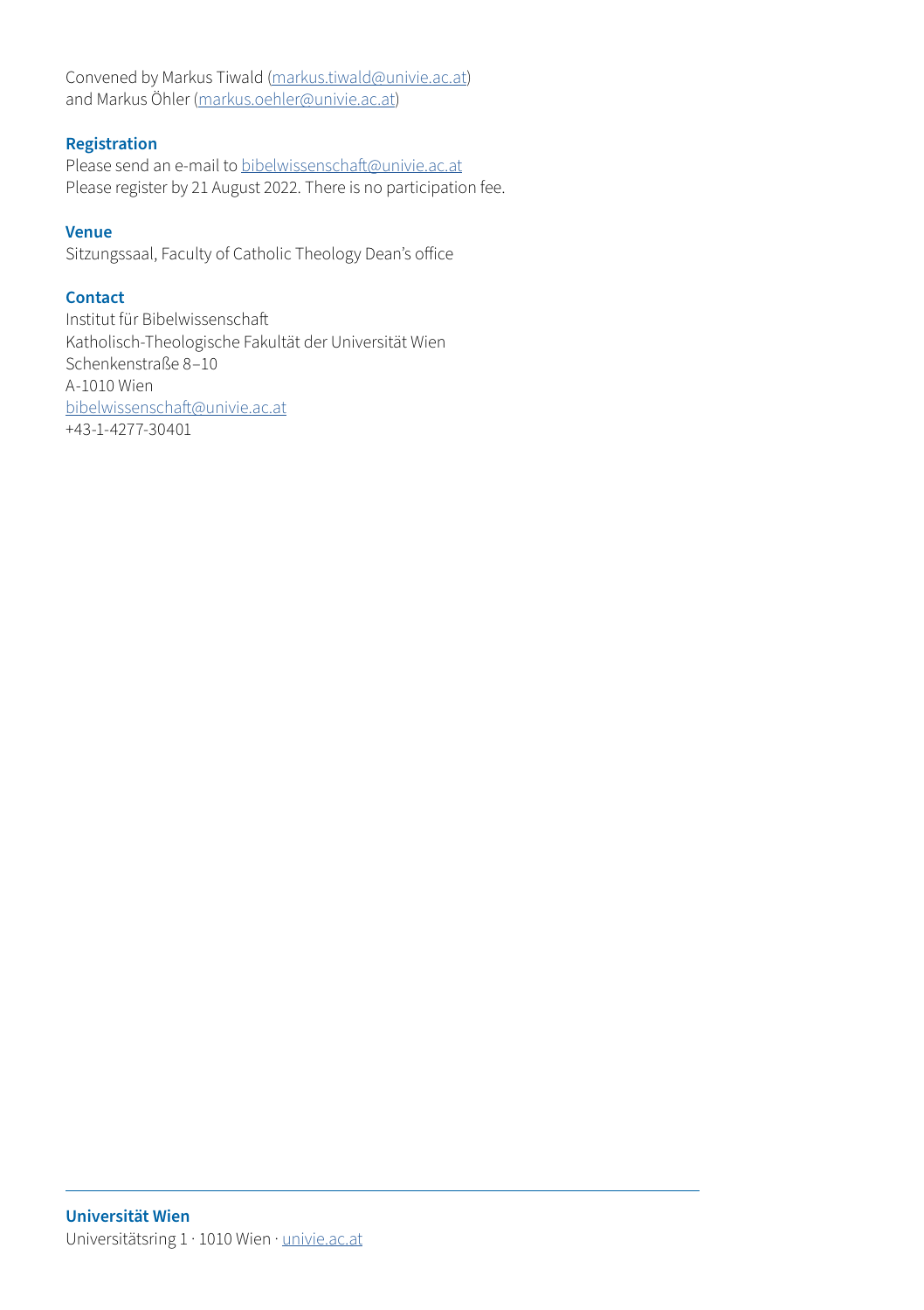Convened by Markus Tiwald (markus.tiwald@univie.ac.at)
and Markus Öhler (markus.oehler@univie.ac.at)

**Registration**

Please send an e-mail to bibelwissenschaft@univie.ac.at
Please register by 21 August 2022. There is no participation fee.

**Venue**

Sitzungssaal, Faculty of Catholic Theology Dean's office

**Contact**

Institut für Bibelwissenschaft
Katholisch-Theologische Fakultät der Universität Wien
Schenkenstraße 8–10
A-1010 Wien
bibelwissenschaft@univie.ac.at
+43-1-4277-30401

**Universität Wien**
Universitätsring 1 · 1010 Wien · univie.ac.at